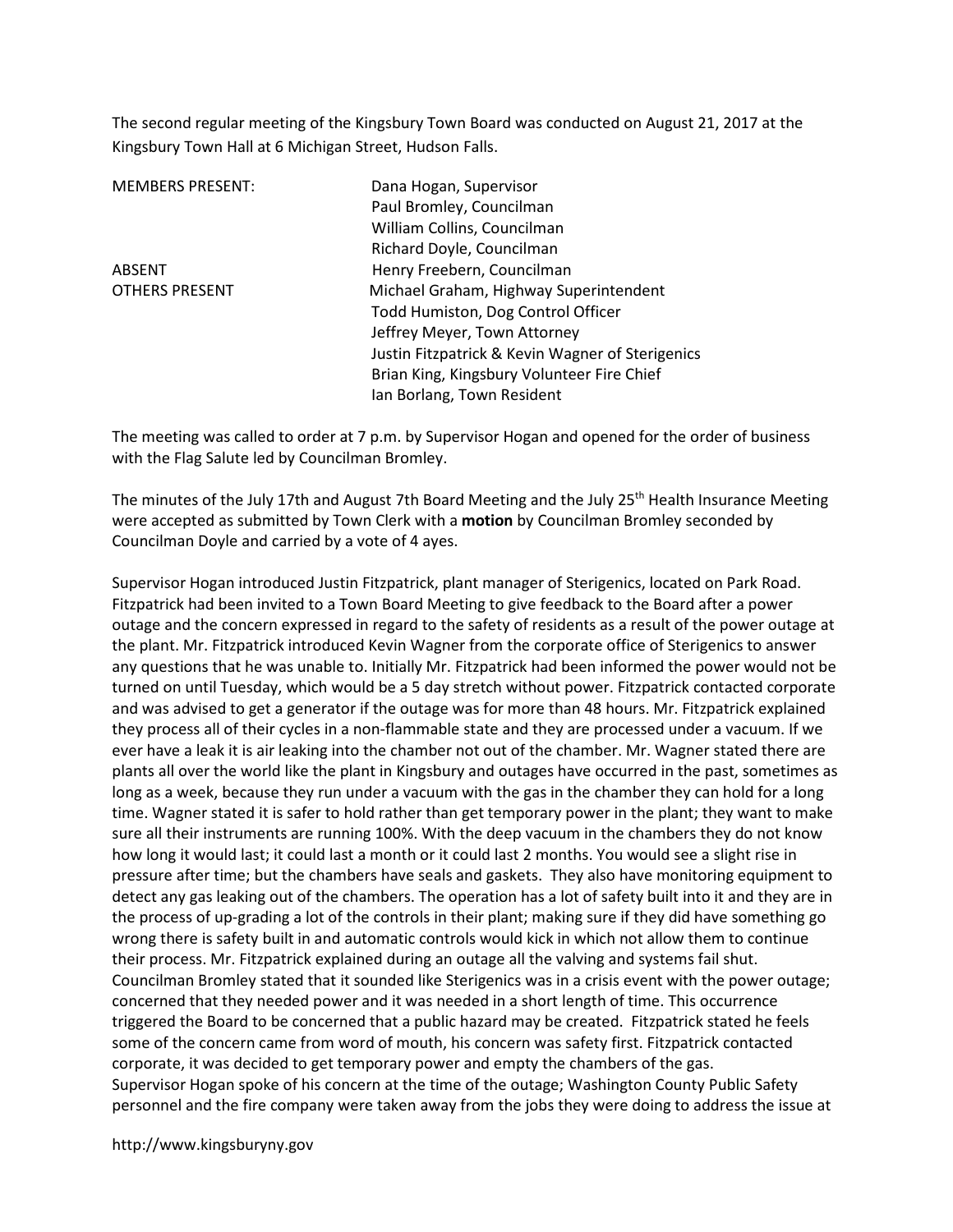The second regular meeting of the Kingsbury Town Board was conducted on August 21, 2017 at the Kingsbury Town Hall at 6 Michigan Street, Hudson Falls.

| | |
|---|---|
| MEMBERS PRESENT: | Dana Hogan, Supervisor |
| | Paul Bromley, Councilman |
| | William Collins, Councilman |
| | Richard Doyle, Councilman |
| ABSENT | Henry Freebern, Councilman |
| OTHERS PRESENT | Michael Graham, Highway Superintendent |
| | Todd Humiston, Dog Control Officer |
| | Jeffrey Meyer, Town Attorney |
| | Justin Fitzpatrick & Kevin Wagner of Sterigenics |
| | Brian King, Kingsbury Volunteer Fire Chief |
| | Ian Borlang, Town Resident |

The meeting was called to order at 7 p.m. by Supervisor Hogan and opened for the order of business with the Flag Salute led by Councilman Bromley.

The minutes of the July 17th and August 7th Board Meeting and the July 25th Health Insurance Meeting were accepted as submitted by Town Clerk with a **motion** by Councilman Bromley seconded by Councilman Doyle and carried by a vote of 4 ayes.

Supervisor Hogan introduced Justin Fitzpatrick, plant manager of Sterigenics, located on Park Road. Fitzpatrick had been invited to a Town Board Meeting to give feedback to the Board after a power outage and the concern expressed in regard to the safety of residents as a result of the power outage at the plant. Mr. Fitzpatrick introduced Kevin Wagner from the corporate office of Sterigenics to answer any questions that he was unable to. Initially Mr. Fitzpatrick had been informed the power would not be turned on until Tuesday, which would be a 5 day stretch without power. Fitzpatrick contacted corporate and was advised to get a generator if the outage was for more than 48 hours. Mr. Fitzpatrick explained they process all of their cycles in a non-flammable state and they are processed under a vacuum. If we ever have a leak it is air leaking into the chamber not out of the chamber. Mr. Wagner stated there are plants all over the world like the plant in Kingsbury and outages have occurred in the past, sometimes as long as a week, because they run under a vacuum with the gas in the chamber they can hold for a long time. Wagner stated it is safer to hold rather than get temporary power in the plant; they want to make sure all their instruments are running 100%. With the deep vacuum in the chambers they do not know how long it would last; it could last a month or it could last 2 months. You would see a slight rise in pressure after time; but the chambers have seals and gaskets. They also have monitoring equipment to detect any gas leaking out of the chambers. The operation has a lot of safety built into it and they are in the process of up-grading a lot of the controls in their plant; making sure if they did have something go wrong there is safety built in and automatic controls would kick in which not allow them to continue their process. Mr. Fitzpatrick explained during an outage all the valving and systems fail shut. Councilman Bromley stated that it sounded like Sterigenics was in a crisis event with the power outage; concerned that they needed power and it was needed in a short length of time. This occurrence triggered the Board to be concerned that a public hazard may be created. Fitzpatrick stated he feels some of the concern came from word of mouth, his concern was safety first. Fitzpatrick contacted corporate, it was decided to get temporary power and empty the chambers of the gas.
Supervisor Hogan spoke of his concern at the time of the outage; Washington County Public Safety personnel and the fire company were taken away from the jobs they were doing to address the issue at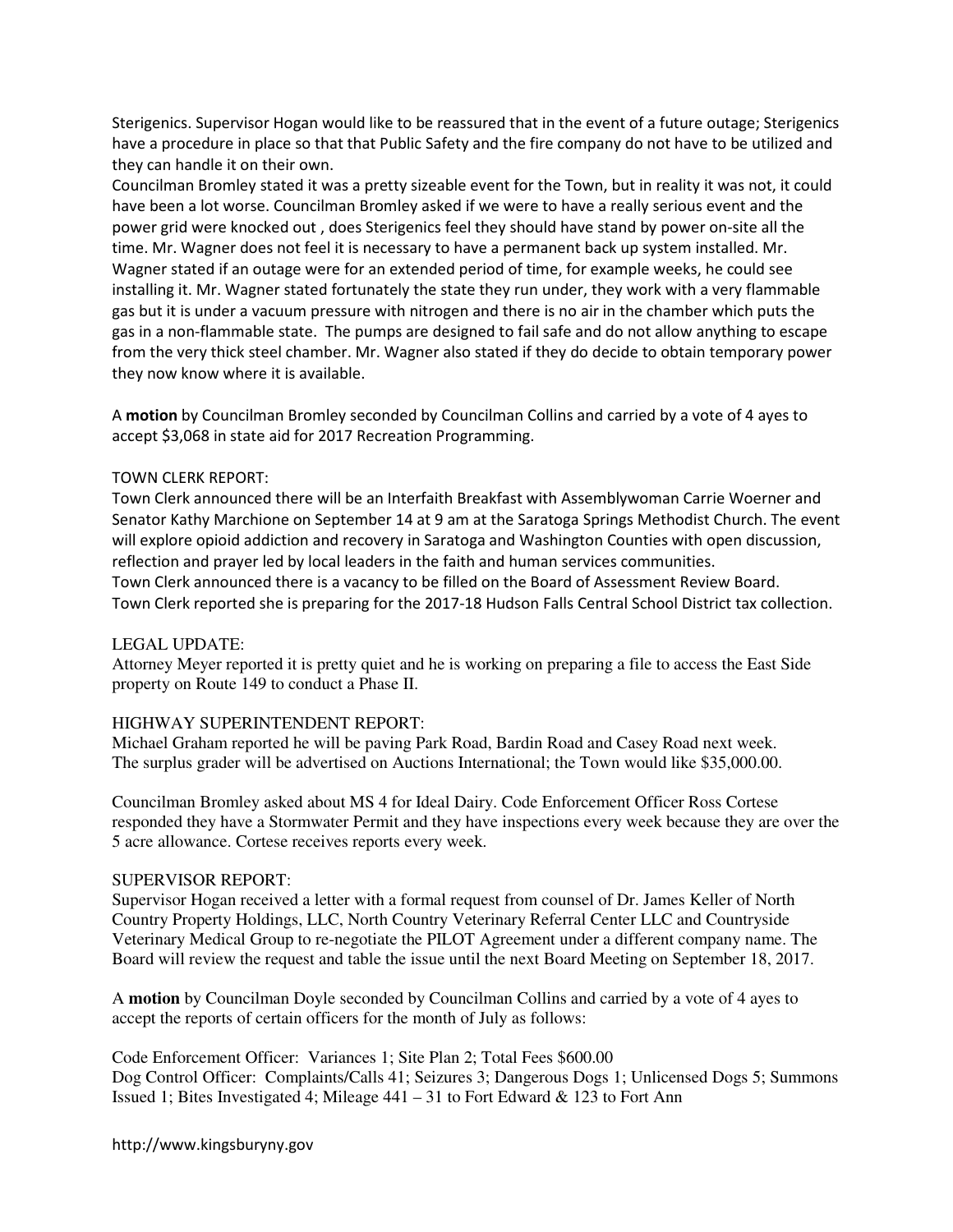Sterigenics. Supervisor Hogan would like to be reassured that in the event of a future outage; Sterigenics have a procedure in place so that that Public Safety and the fire company do not have to be utilized and they can handle it on their own.

Councilman Bromley stated it was a pretty sizeable event for the Town, but in reality it was not, it could have been a lot worse. Councilman Bromley asked if we were to have a really serious event and the power grid were knocked out , does Sterigenics feel they should have stand by power on-site all the time. Mr. Wagner does not feel it is necessary to have a permanent back up system installed. Mr. Wagner stated if an outage were for an extended period of time, for example weeks, he could see installing it. Mr. Wagner stated fortunately the state they run under, they work with a very flammable gas but it is under a vacuum pressure with nitrogen and there is no air in the chamber which puts the gas in a non-flammable state. The pumps are designed to fail safe and do not allow anything to escape from the very thick steel chamber. Mr. Wagner also stated if they do decide to obtain temporary power they now know where it is available.

A **motion** by Councilman Bromley seconded by Councilman Collins and carried by a vote of 4 ayes to accept $3,068 in state aid for 2017 Recreation Programming.

TOWN CLERK REPORT:

Town Clerk announced there will be an Interfaith Breakfast with Assemblywoman Carrie Woerner and Senator Kathy Marchione on September 14 at 9 am at the Saratoga Springs Methodist Church. The event will explore opioid addiction and recovery in Saratoga and Washington Counties with open discussion, reflection and prayer led by local leaders in the faith and human services communities.

Town Clerk announced there is a vacancy to be filled on the Board of Assessment Review Board.

Town Clerk reported she is preparing for the 2017-18 Hudson Falls Central School District tax collection.

LEGAL UPDATE:

Attorney Meyer reported it is pretty quiet and he is working on preparing a file to access the East Side property on Route 149 to conduct a Phase II.

HIGHWAY SUPERINTENDENT REPORT:

Michael Graham reported he will be paving Park Road, Bardin Road and Casey Road next week.

The surplus grader will be advertised on Auctions International; the Town would like $35,000.00.

Councilman Bromley asked about MS 4 for Ideal Dairy. Code Enforcement Officer Ross Cortese responded they have a Stormwater Permit and they have inspections every week because they are over the 5 acre allowance. Cortese receives reports every week.

SUPERVISOR REPORT:

Supervisor Hogan received a letter with a formal request from counsel of Dr. James Keller of North Country Property Holdings, LLC, North Country Veterinary Referral Center LLC and Countryside Veterinary Medical Group to re-negotiate the PILOT Agreement under a different company name. The Board will review the request and table the issue until the next Board Meeting on September 18, 2017.

A **motion** by Councilman Doyle seconded by Councilman Collins and carried by a vote of 4 ayes to accept the reports of certain officers for the month of July as follows:

Code Enforcement Officer: Variances 1; Site Plan 2; Total Fees $600.00

Dog Control Officer: Complaints/Calls 41; Seizures 3; Dangerous Dogs 1; Unlicensed Dogs 5; Summons Issued 1; Bites Investigated 4; Mileage 441 – 31 to Fort Edward & 123 to Fort Ann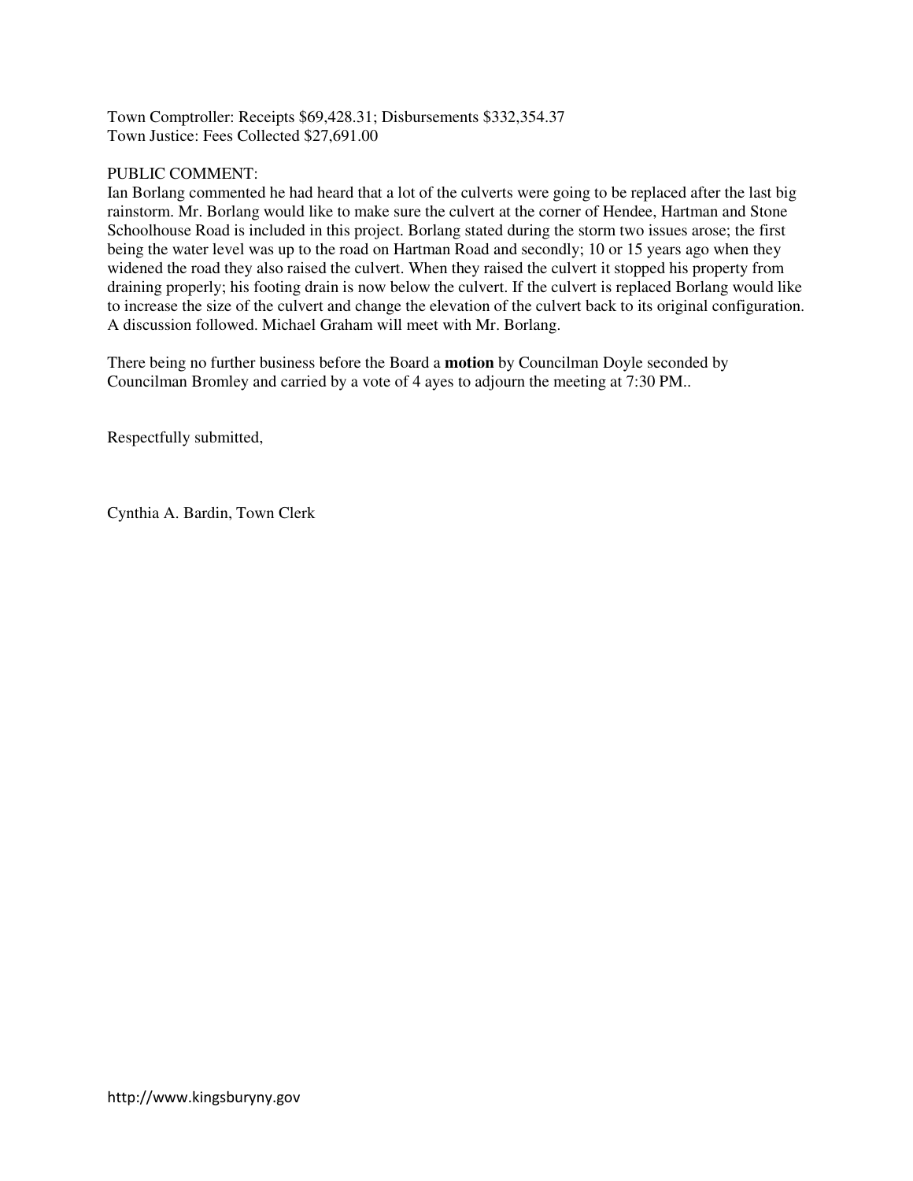Town Comptroller: Receipts $69,428.31; Disbursements $332,354.37
Town Justice: Fees Collected $27,691.00

PUBLIC COMMENT:
Ian Borlang commented he had heard that a lot of the culverts were going to be replaced after the last big rainstorm. Mr. Borlang would like to make sure the culvert at the corner of Hendee, Hartman and Stone Schoolhouse Road is included in this project. Borlang stated during the storm two issues arose; the first being the water level was up to the road on Hartman Road and secondly; 10 or 15 years ago when they widened the road they also raised the culvert. When they raised the culvert it stopped his property from draining properly; his footing drain is now below the culvert. If the culvert is replaced Borlang would like to increase the size of the culvert and change the elevation of the culvert back to its original configuration. A discussion followed. Michael Graham will meet with Mr. Borlang.

There being no further business before the Board a **motion** by Councilman Doyle seconded by Councilman Bromley and carried by a vote of 4 ayes to adjourn the meeting at 7:30 PM..

Respectfully submitted,

Cynthia A. Bardin, Town Clerk